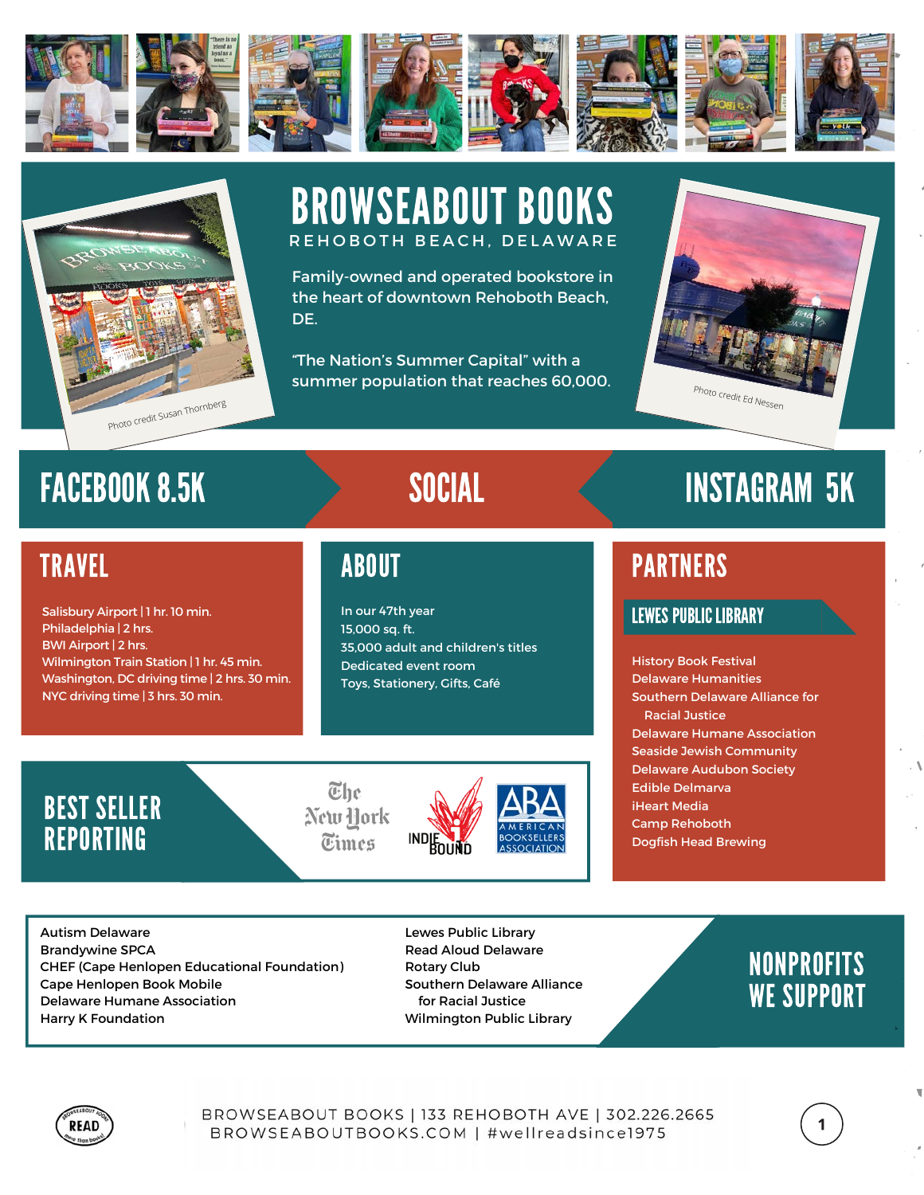# BROWSEABOUT BOOKS

REHOBOTH BEACH, DELAWARE

Family-owned and operated bookstore in the heart of downtown Rehoboth Beach, DE.

"The Nation's Summer Capital" with a summer population that reaches 60,000.

Photo credit Susan Thornberg

Photo credit Ed Nessen

## FACEBOOK 8.5K | SOCIAL | INSTAGRAM 5K

## TRAVEL

- Salisbury Airport | 1 hr. 10 min.
- Philadelphia | 2 hrs.
- BWI Airport | 2 hrs.
- Wilmington Train Station | 1 hr. 45 min.
- Washington, DC driving time | 2 hrs. 30 min.
- NYC driving time | 3 hrs. 30 min.

## ABOUT

- In our 47th year
- 15,000 sq. ft.
- 35,000 adult and children's titles
- Dedicated event room
- Toys, Stationery, Gifts, Café

## PARTNERS

### LEWES PUBLIC LIBRARY

- History Book Festival
- Delaware Humanities
- Southern Delaware Alliance for Racial Justice
- Delaware Humane Association
- Seaside Jewish Community
- Delaware Audubon Society
- Edible Delmarva
- iHeart Media
- Camp Rehoboth
- Dogfish Head Brewing

## BEST SELLER REPORTING

The New York Times | IndieBound | ABA American Booksellers Association

## NONPROFITS WE SUPPORT

- Autism Delaware
- Brandywine SPCA
- CHEF (Cape Henlopen Educational Foundation)
- Cape Henlopen Book Mobile
- Delaware Humane Association
- Harry K Foundation
- Lewes Public Library
- Read Aloud Delaware
- Rotary Club
- Southern Delaware Alliance for Racial Justice
- Wilmington Public Library

BROWSEABOUT BOOKS | 133 REHOBOTH AVE | 302.226.2665
BROWSEABOUTBOOKS.COM | #wellreadsince1975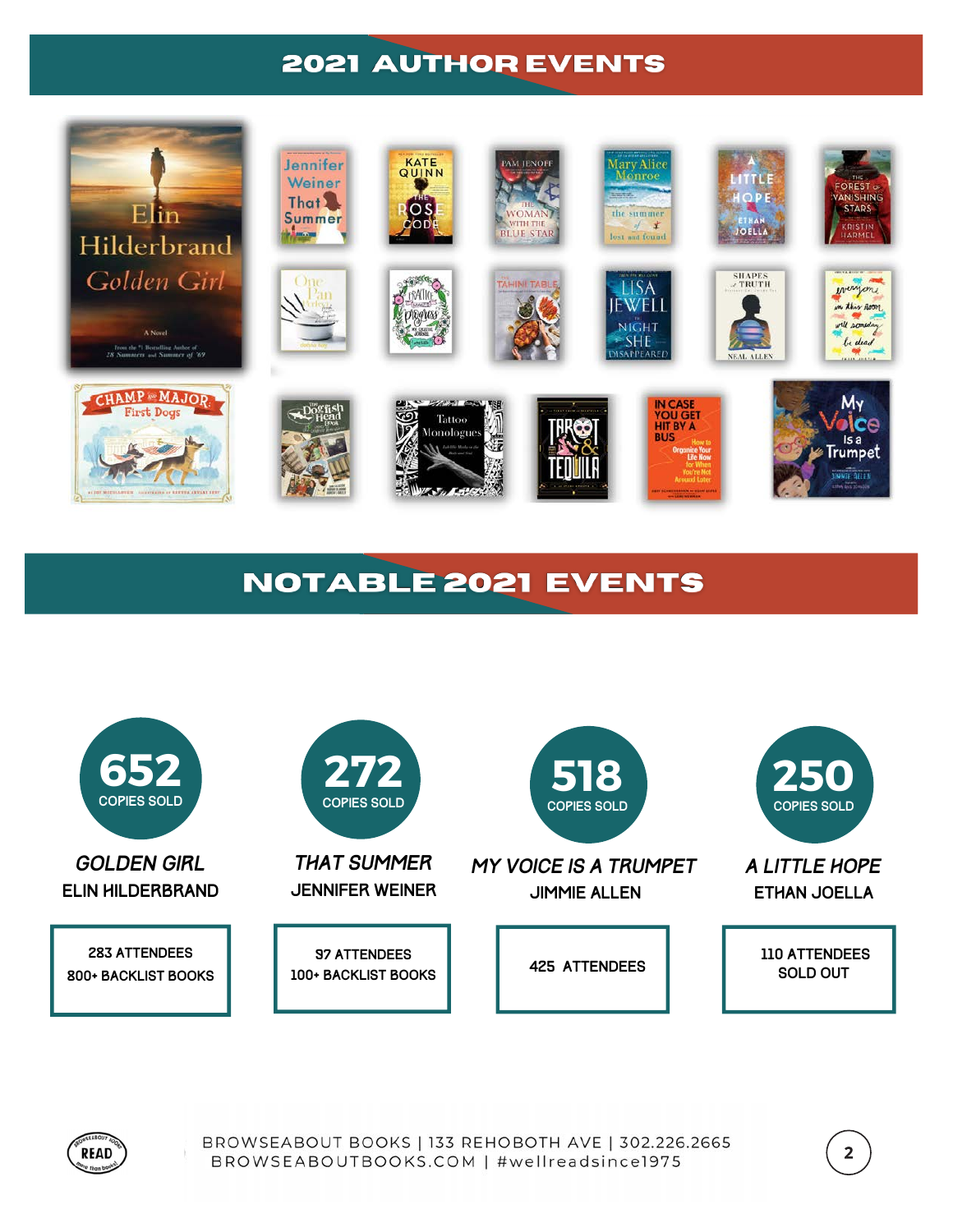# 2021 AUTHOR EVENTS

# NOTABLE 2021 EVENTS

**652** COPIES SOLD

*GOLDEN GIRL*
ELIN HILDERBRAND

283 ATTENDEES
800+ BACKLIST BOOKS

**272** COPIES SOLD

*THAT SUMMER*
JENNIFER WEINER

97 ATTENDEES
100+ BACKLIST BOOKS

**518** COPIES SOLD

*MY VOICE IS A TRUMPET*
JIMMIE ALLEN

425 ATTENDEES

**250** COPIES SOLD

*A LITTLE HOPE*
ETHAN JOELLA

110 ATTENDEES
SOLD OUT

BROWSEABOUT BOOKS | 133 REHOBOTH AVE | 302.226.2665
BROWSEABOUTBOOKS.COM | #wellreadsince1975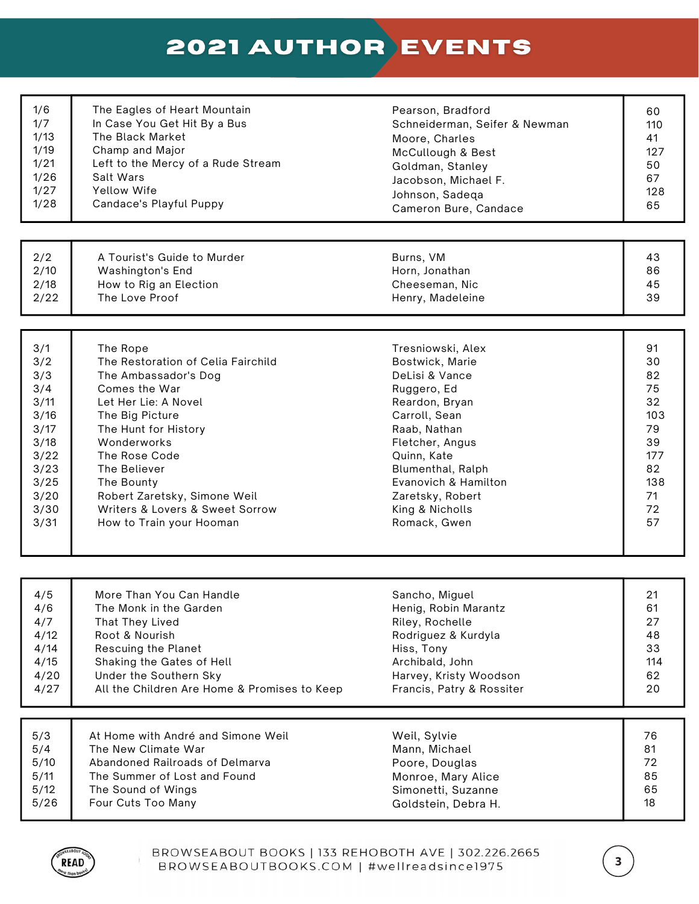# 2021 AUTHOR EVENTS

| Date | Title | Author | # |
|---|---|---|---|
| 1/6 | The Eagles of Heart Mountain | Pearson, Bradford | 60 |
| 1/7 | In Case You Get Hit By a Bus | Schneiderman, Seifer & Newman | 110 |
| 1/13 | The Black Market | Moore, Charles | 41 |
| 1/19 | Champ and Major | McCullough & Best | 127 |
| 1/21 | Left to the Mercy of a Rude Stream | Goldman, Stanley | 50 |
| 1/26 | Salt Wars | Jacobson, Michael F. | 67 |
| 1/27 | Yellow Wife | Johnson, Sadeqa | 128 |
| 1/28 | Candace's Playful Puppy | Cameron Bure, Candace | 65 |

| Date | Title | Author | # |
|---|---|---|---|
| 2/2 | A Tourist's Guide to Murder | Burns, VM | 43 |
| 2/10 | Washington's End | Horn, Jonathan | 86 |
| 2/18 | How to Rig an Election | Cheeseman, Nic | 45 |
| 2/22 | The Love Proof | Henry, Madeleine | 39 |

| Date | Title | Author | # |
|---|---|---|---|
| 3/1 | The Rope | Tresniowski, Alex | 91 |
| 3/2 | The Restoration of Celia Fairchild | Bostwick, Marie | 30 |
| 3/3 | The Ambassador's Dog | DeLisi & Vance | 82 |
| 3/4 | Comes the War | Ruggero, Ed | 75 |
| 3/11 | Let Her Lie: A Novel | Reardon, Bryan | 32 |
| 3/16 | The Big Picture | Carroll, Sean | 103 |
| 3/17 | The Hunt for History | Raab, Nathan | 79 |
| 3/18 | Wonderworks | Fletcher, Angus | 39 |
| 3/22 | The Rose Code | Quinn, Kate | 177 |
| 3/23 | The Believer | Blumenthal, Ralph | 82 |
| 3/25 | The Bounty | Evanovich & Hamilton | 138 |
| 3/20 | Robert Zaretsky, Simone Weil | Zaretsky, Robert | 71 |
| 3/30 | Writers & Lovers & Sweet Sorrow | King & Nicholls | 72 |
| 3/31 | How to Train your Hooman | Romack, Gwen | 57 |

| Date | Title | Author | # |
|---|---|---|---|
| 4/5 | More Than You Can Handle | Sancho, Miguel | 21 |
| 4/6 | The Monk in the Garden | Henig, Robin Marantz | 61 |
| 4/7 | That They Lived | Riley, Rochelle | 27 |
| 4/12 | Root & Nourish | Rodriguez & Kurdyla | 48 |
| 4/14 | Rescuing the Planet | Hiss, Tony | 33 |
| 4/15 | Shaking the Gates of Hell | Archibald, John | 114 |
| 4/20 | Under the Southern Sky | Harvey, Kristy Woodson | 62 |
| 4/27 | All the Children Are Home & Promises to Keep | Francis, Patry & Rossiter | 20 |

| Date | Title | Author | # |
|---|---|---|---|
| 5/3 | At Home with André and Simone Weil | Weil, Sylvie | 76 |
| 5/4 | The New Climate War | Mann, Michael | 81 |
| 5/10 | Abandoned Railroads of Delmarva | Poore, Douglas | 72 |
| 5/11 | The Summer of Lost and Found | Monroe, Mary Alice | 85 |
| 5/12 | The Sound of Wings | Simonetti, Suzanne | 65 |
| 5/26 | Four Cuts Too Many | Goldstein, Debra H. | 18 |

BROWSEABOUT BOOKS | 133 REHOBOTH AVE | 302.226.2665
BROWSEABOUTBOOKS.COM | #wellreadsince1975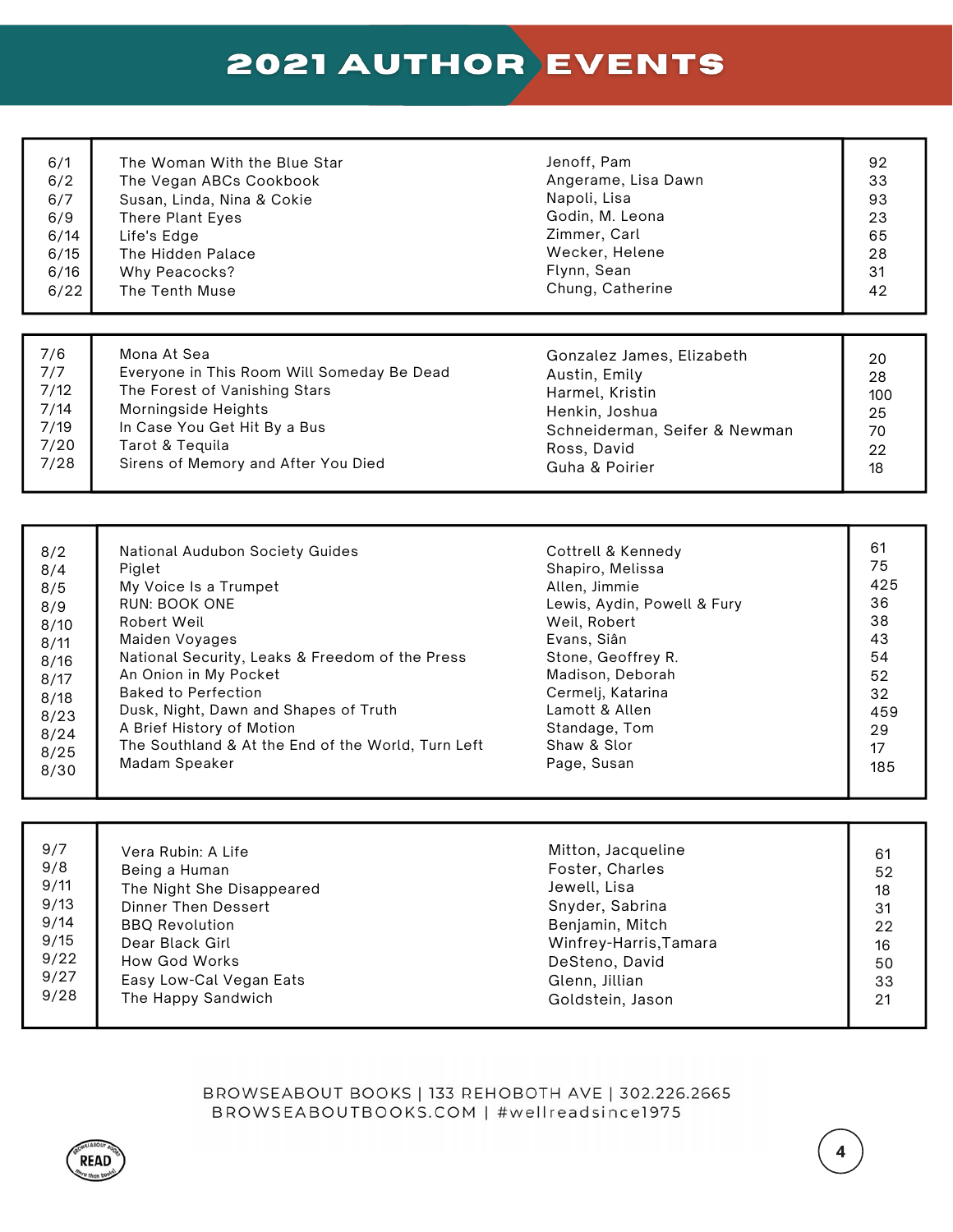# 2021 AUTHOR EVENTS

| Date | Title | Author | |
|---|---|---|---|
| 6/1 | The Woman With the Blue Star | Jenoff, Pam | 92 |
| 6/2 | The Vegan ABCs Cookbook | Angerame, Lisa Dawn | 33 |
| 6/7 | Susan, Linda, Nina & Cokie | Napoli, Lisa | 93 |
| 6/9 | There Plant Eyes | Godin, M. Leona | 23 |
| 6/14 | Life's Edge | Zimmer, Carl | 65 |
| 6/15 | The Hidden Palace | Wecker, Helene | 28 |
| 6/16 | Why Peacocks? | Flynn, Sean | 31 |
| 6/22 | The Tenth Muse | Chung, Catherine | 42 |

| Date | Title | Author | |
|---|---|---|---|
| 7/6 | Mona At Sea | Gonzalez James, Elizabeth | 20 |
| 7/7 | Everyone in This Room Will Someday Be Dead | Austin, Emily | 28 |
| 7/12 | The Forest of Vanishing Stars | Harmel, Kristin | 100 |
| 7/14 | Morningside Heights | Henkin, Joshua | 25 |
| 7/19 | In Case You Get Hit By a Bus | Schneiderman, Seifer & Newman | 70 |
| 7/20 | Tarot & Tequila | Ross, David | 22 |
| 7/28 | Sirens of Memory and After You Died | Guha & Poirier | 18 |

| Date | Title | Author | |
|---|---|---|---|
| 8/2 | National Audubon Society Guides | Cottrell & Kennedy | 61 |
| 8/4 | Piglet | Shapiro, Melissa | 75 |
| 8/5 | My Voice Is a Trumpet | Allen, Jimmie | 425 |
| 8/9 | RUN: BOOK ONE | Lewis, Aydin, Powell & Fury | 36 |
| 8/10 | Robert Weil | Weil, Robert | 38 |
| 8/11 | Maiden Voyages | Evans, Siân | 43 |
| 8/16 | National Security, Leaks & Freedom of the Press | Stone, Geoffrey R. | 54 |
| 8/17 | An Onion in My Pocket | Madison, Deborah | 52 |
| 8/18 | Baked to Perfection | Cermelj, Katarina | 32 |
| 8/23 | Dusk, Night, Dawn and Shapes of Truth | Lamott & Allen | 459 |
| 8/24 | A Brief History of Motion | Standage, Tom | 29 |
| 8/25 | The Southland & At the End of the World, Turn Left | Shaw & Slor | 17 |
| 8/30 | Madam Speaker | Page, Susan | 185 |

| Date | Title | Author | |
|---|---|---|---|
| 9/7 | Vera Rubin: A Life | Mitton, Jacqueline | 61 |
| 9/8 | Being a Human | Foster, Charles | 52 |
| 9/11 | The Night She Disappeared | Jewell, Lisa | 18 |
| 9/13 | Dinner Then Dessert | Snyder, Sabrina | 31 |
| 9/14 | BBQ Revolution | Benjamin, Mitch | 22 |
| 9/15 | Dear Black Girl | Winfrey-Harris,Tamara | 16 |
| 9/22 | How God Works | DeSteno, David | 50 |
| 9/27 | Easy Low-Cal Vegan Eats | Glenn, Jillian | 33 |
| 9/28 | The Happy Sandwich | Goldstein, Jason | 21 |

BROWSEABOUT BOOKS | 133 REHOBOTH AVE | 302.226.2665
BROWSEABOUTBOOKS.COM | #wellreadsince1975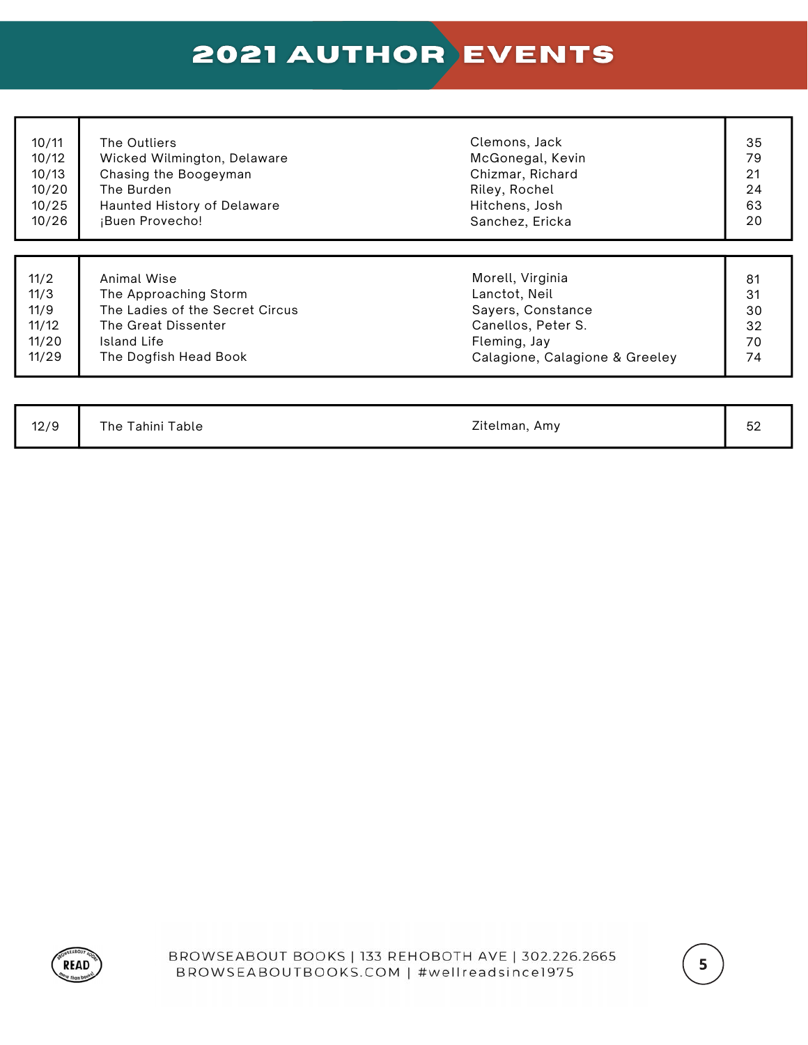# 2021 AUTHOR EVENTS

| Date | Title | Author | |
|---|---|---|---|
| 10/11 | The Outliers | Clemons, Jack | 35 |
| 10/12 | Wicked Wilmington, Delaware | McGonegal, Kevin | 79 |
| 10/13 | Chasing the Boogeyman | Chizmar, Richard | 21 |
| 10/20 | The Burden | Riley, Rochel | 24 |
| 10/25 | Haunted History of Delaware | Hitchens, Josh | 63 |
| 10/26 | ¡Buen Provecho! | Sanchez, Ericka | 20 |
| 11/2 | Animal Wise | Morell, Virginia | 81 |
| 11/3 | The Approaching Storm | Lanctot, Neil | 31 |
| 11/9 | The Ladies of the Secret Circus | Sayers, Constance | 30 |
| 11/12 | The Great Dissenter | Canellos, Peter S. | 32 |
| 11/20 | Island Life | Fleming, Jay | 70 |
| 11/29 | The Dogfish Head Book | Calagione, Calagione & Greeley | 74 |
| 12/9 | The Tahini Table | Zitelman, Amy | 52 |

BROWSEABOUT BOOKS | 133 REHOBOTH AVE | 302.226.2665
BROWSEABOUTBOOKS.COM | #wellreadsince1975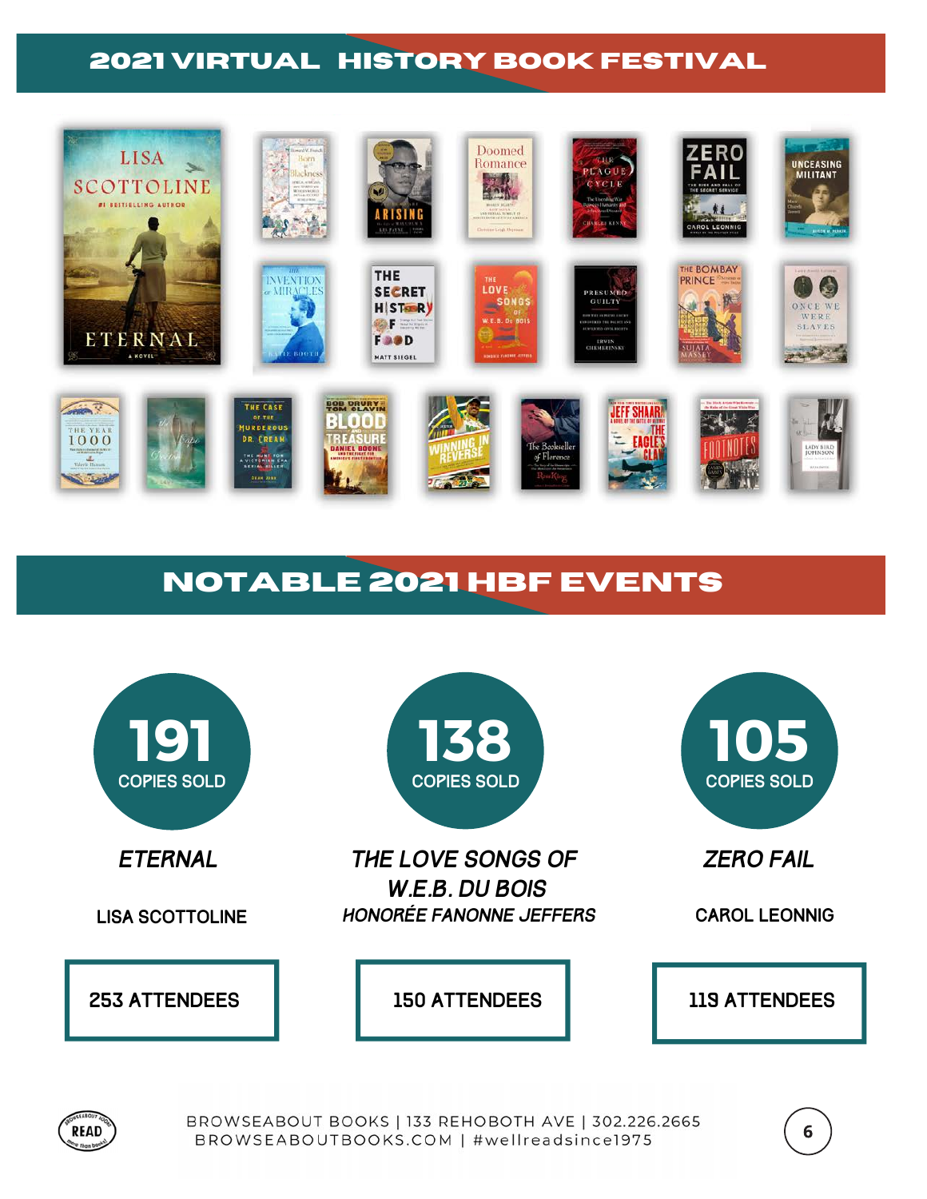# 2021 VIRTUAL HISTORY BOOK FESTIVAL

# NOTABLE 2021 HBF EVENTS

**191**
COPIES SOLD

*ETERNAL*

LISA SCOTTOLINE

253 ATTENDEES

**138**
COPIES SOLD

*THE LOVE SONGS OF W.E.B. DU BOIS*

*HONORÉE FANONNE JEFFERS*

150 ATTENDEES

**105**
COPIES SOLD

*ZERO FAIL*

CAROL LEONNIG

113 ATTENDEES

BROWSEABOUT BOOKS | 133 REHOBOTH AVE | 302.226.2665
BROWSEABOUTBOOKS.COM | #wellreadsince1975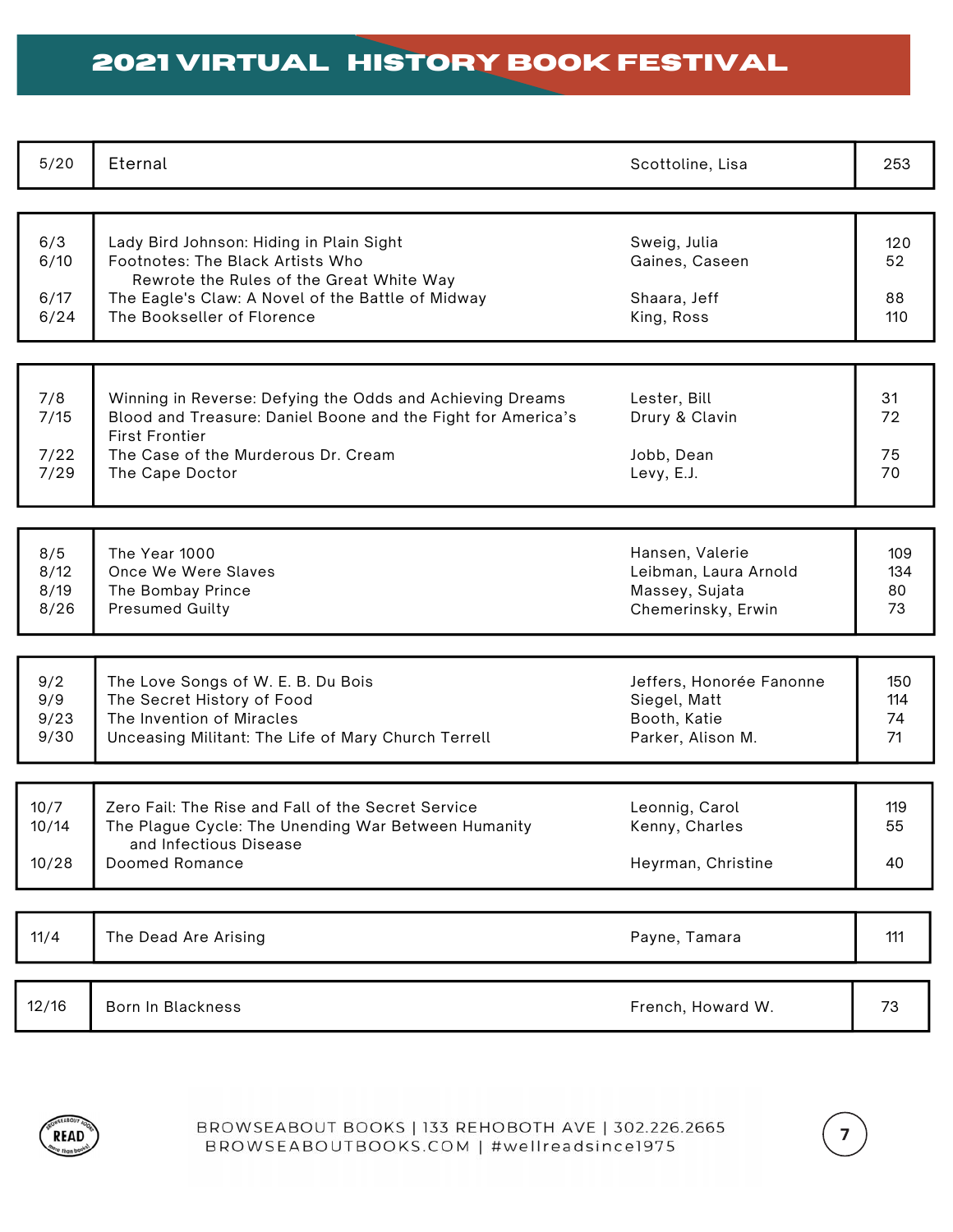# 2021 VIRTUAL HISTORY BOOK FESTIVAL

| | | | |
|---|---|---|---|
| 5/20 | Eternal | Scottoline, Lisa | 253 |
| 6/3 | Lady Bird Johnson: Hiding in Plain Sight | Sweig, Julia | 120 |
| 6/10 | Footnotes: The Black Artists Who Rewrote the Rules of the Great White Way | Gaines, Caseen | 52 |
| 6/17 | The Eagle's Claw: A Novel of the Battle of Midway | Shaara, Jeff | 88 |
| 6/24 | The Bookseller of Florence | King, Ross | 110 |
| 7/8 | Winning in Reverse: Defying the Odds and Achieving Dreams | Lester, Bill | 31 |
| 7/15 | Blood and Treasure: Daniel Boone and the Fight for America's First Frontier | Drury & Clavin | 72 |
| 7/22 | The Case of the Murderous Dr. Cream | Jobb, Dean | 75 |
| 7/29 | The Cape Doctor | Levy, E.J. | 70 |
| 8/5 | The Year 1000 | Hansen, Valerie | 109 |
| 8/12 | Once We Were Slaves | Leibman, Laura Arnold | 134 |
| 8/19 | The Bombay Prince | Massey, Sujata | 80 |
| 8/26 | Presumed Guilty | Chemerinsky, Erwin | 73 |
| 9/2 | The Love Songs of W. E. B. Du Bois | Jeffers, Honorée Fanonne | 150 |
| 9/9 | The Secret History of Food | Siegel, Matt | 114 |
| 9/23 | The Invention of Miracles | Booth, Katie | 74 |
| 9/30 | Unceasing Militant: The Life of Mary Church Terrell | Parker, Alison M. | 71 |
| 10/7 | Zero Fail: The Rise and Fall of the Secret Service | Leonnig, Carol | 119 |
| 10/14 | The Plague Cycle: The Unending War Between Humanity and Infectious Disease | Kenny, Charles | 55 |
| 10/28 | Doomed Romance | Heyrman, Christine | 40 |
| 11/4 | The Dead Are Arising | Payne, Tamara | 111 |
| 12/16 | Born In Blackness | French, Howard W. | 73 |

BROWSEABOUT BOOKS | 133 REHOBOTH AVE | 302.226.2665
BROWSEABOUTBOOKS.COM | #wellreadsince1975